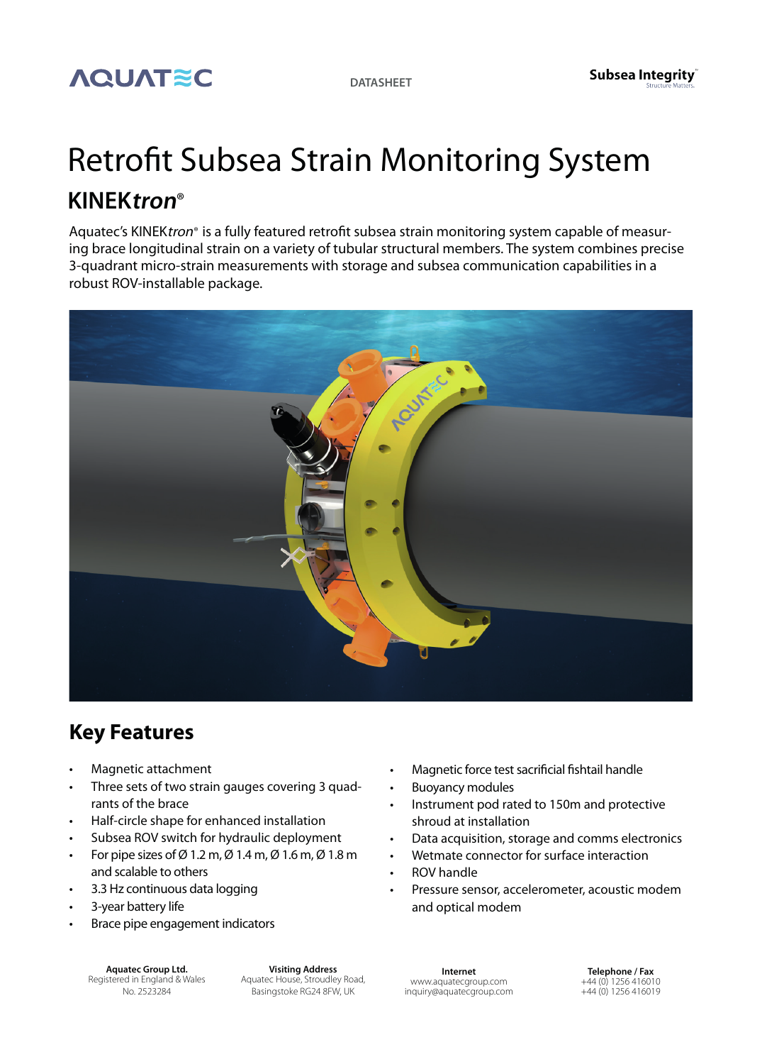AQUATEC DATASHEET Subsea Integrity™ Structure Matters.

# Retrofit Subsea Strain Monitoring System

## KINEK*tron*®

Aquatec's KINEK*tron*® is a fully featured retrofit subsea strain monitoring system capable of measuring brace longitudinal strain on a variety of tubular structural members. The system combines precise 3-quadrant micro-strain measurements with storage and subsea communication capabilities in a robust ROV-installable package.

## Key Features

- Magnetic attachment
- Three sets of two strain gauges covering 3 quadrants of the brace
- Half-circle shape for enhanced installation
- Subsea ROV switch for hydraulic deployment
- For pipe sizes of Ø 1.2 m, Ø 1.4 m, Ø 1.6 m, Ø 1.8 m and scalable to others
- 3.3 Hz continuous data logging
- 3-year battery life
- Brace pipe engagement indicators
- Magnetic force test sacrificial fishtail handle
- Buoyancy modules
- Instrument pod rated to 150m and protective shroud at installation
- Data acquisition, storage and comms electronics
- Wetmate connector for surface interaction
- ROV handle
- Pressure sensor, accelerometer, acoustic modem and optical modem

**Aquatec Group Ltd.**
Registered in England & Wales
No. 2523284

**Visiting Address**
Aquatec House, Stroudley Road,
Basingstoke RG24 8FW, UK

**Internet**
www.aquatecgroup.com
inquiry@aquatecgroup.com

**Telephone / Fax**
+44 (0) 1256 416010
+44 (0) 1256 416019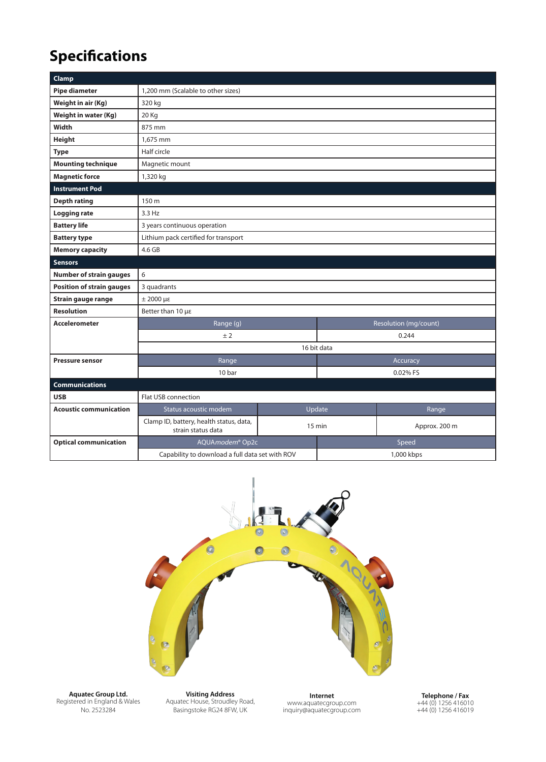# Specifications

| Clamp | | | |
|---|---|---|---|
| **Pipe diameter** | 1,200 mm (Scalable to other sizes) | | |
| **Weight in air (Kg)** | 320 kg | | |
| **Weight in water (Kg)** | 20 Kg | | |
| **Width** | 875 mm | | |
| **Height** | 1,675 mm | | |
| **Type** | Half circle | | |
| **Mounting technique** | Magnetic mount | | |
| **Magnetic force** | 1,320 kg | | |
| **Instrument Pod** | | | |
| **Depth rating** | 150 m | | |
| **Logging rate** | 3.3 Hz | | |
| **Battery life** | 3 years continuous operation | | |
| **Battery type** | Lithium pack certified for transport | | |
| **Memory capacity** | 4.6 GB | | |
| **Sensors** | | | |
| **Number of strain gauges** | 6 | | |
| **Position of strain gauges** | 3 quadrants | | |
| **Strain gauge range** | ± 2000 με | | |
| **Resolution** | Better than 10 με | | |
| **Accelerometer** | Range (g) | Resolution (mg/count) | |
| | ± 2 | 0.244 | |
| | 16 bit data | | |
| **Pressure sensor** | Range | Accuracy | |
| | 10 bar | 0.02% FS | |
| **Communications** | | | |
| **USB** | Flat USB connection | | |
| **Acoustic communication** | Status acoustic modem | Update | Range |
| | Clamp ID, battery, health status, data, strain status data | 15 min | Approx. 200 m |
| **Optical communication** | AQUA*modem*® Op2c | Speed | |
| | Capability to download a full data set with ROV | 1,000 kbps | |

**Aquatec Group Ltd.**
Registered in England & Wales
No. 2523284

**Visiting Address**
Aquatec House, Stroudley Road,
Basingstoke RG24 8FW, UK

**Internet**
www.aquatecgroup.com
inquiry@aquatecgroup.com

**Telephone / Fax**
+44 (0) 1256 416010
+44 (0) 1256 416019